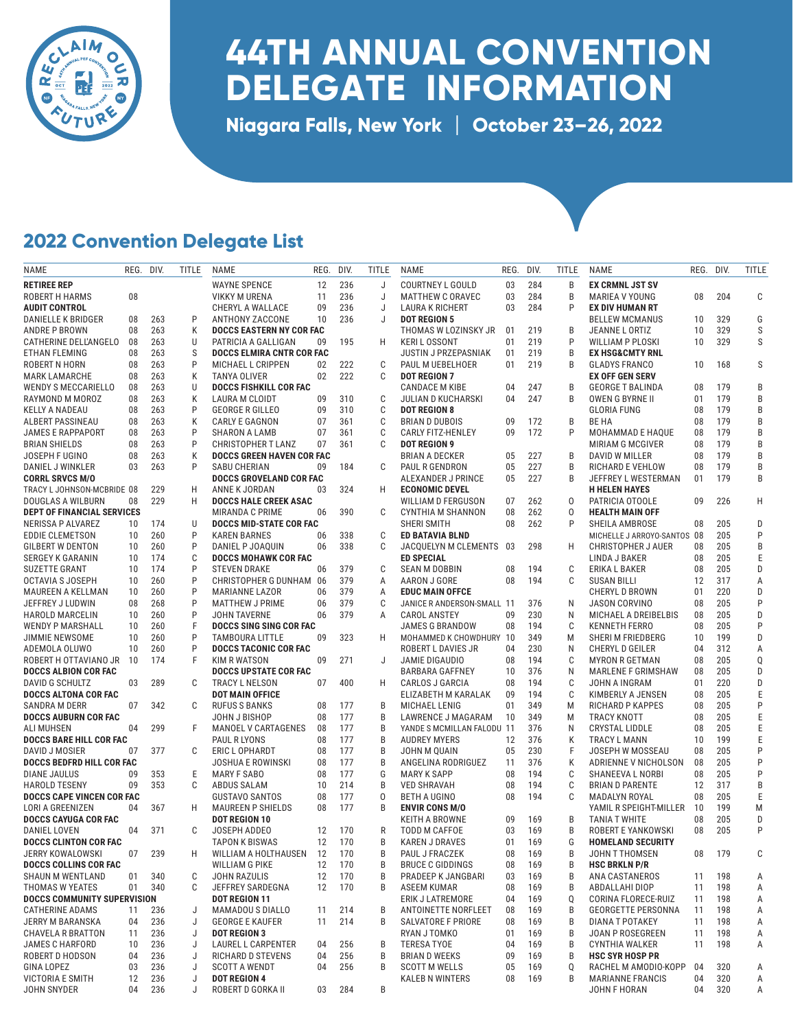# 44TH ANNUAL CONVENTION DELEGATE INFORMATION

**Niagara Falls, New York | October 23–26, 2022**

## 2022 Convention Delegate List

| NAME | REG. | DIV. | TITLE |
|---|---|---|---|
| **RETIREE REP** | | | |
| ROBERT H HARMS | 08 | | |
| **AUDIT CONTROL** | | | |
| DANIELLE K BRIDGER | 08 | 263 | P |
| ANDRE P BROWN | 08 | 263 | K |
| CATHERINE DELL'ANGELO | 08 | 263 | U |
| ETHAN FLEMING | 08 | 263 | S |
| ROBERT N HORN | 08 | 263 | P |
| MARK LAMARCHE | 08 | 263 | K |
| WENDY S MECCARIELLO | 08 | 263 | U |
| RAYMOND M MOROZ | 08 | 263 | K |
| KELLY A NADEAU | 08 | 263 | P |
| ALBERT PASSINEAU | 08 | 263 | K |
| JAMES E RAPPAPORT | 08 | 263 | P |
| BRIAN SHIELDS | 08 | 263 | P |
| JOSEPH F UGINO | 08 | 263 | K |
| DANIEL J WINKLER | 03 | 263 | P |
| **CORRL SRVCS M/O** | | | |
| TRACY L JOHNSON-MCBRIDE | 08 | 229 | H |
| DOUGLAS A WILBURN | 08 | 229 | H |
| **DEPT OF FINANCIAL SERVICES** | | | |
| NERISSA P ALVAREZ | 10 | 174 | U |
| EDDIE CLEMETSON | 10 | 260 | P |
| GILBERT W DENTON | 10 | 260 | P |
| SERGEY K GARANIN | 10 | 174 | C |
| SUZETTE GRANT | 10 | 174 | P |
| OCTAVIA S JOSEPH | 10 | 260 | P |
| MAUREEN A KELLMAN | 10 | 260 | P |
| JEFFREY J LUDWIN | 08 | 268 | P |
| HAROLD MARCELIN | 10 | 260 | P |
| WENDY P MARSHALL | 10 | 260 | F |
| JIMMIE NEWSOME | 10 | 260 | P |
| ADEMOLA OLUWO | 10 | 260 | P |
| ROBERT H OTTAVIANO JR | 10 | 174 | F |
| **DOCCS ALBION COR FAC** | | | |
| DAVID G SCHULTZ | 03 | 289 | C |
| **DOCCS ALTONA COR FAC** | | | |
| SANDRA M DERR | 07 | 342 | C |
| **DOCCS AUBURN COR FAC** | | | |
| ALI MUHSEN | 04 | 299 | F |
| **DOCCS BARE HILL COR FAC** | | | |
| DAVID J MOSIER | 07 | 377 | C |
| **DOCCS BEDFRD HILL COR FAC** | | | |
| DIANE JAULUS | 09 | 353 | E |
| HAROLD TESENY | 09 | 353 | C |
| **DOCCS CAPE VINCEN COR FAC** | | | |
| LORI A GREENIZEN | 04 | 367 | H |
| **DOCCS CAYUGA COR FAC** | | | |
| DANIEL LOVEN | 04 | 371 | C |
| **DOCCS CLINTON COR FAC** | | | |
| JERRY KOWALOWSKI | 07 | 239 | H |
| **DOCCS COLLINS COR FAC** | | | |
| SHAUN M WENTLAND | 01 | 340 | C |
| THOMAS W YEATES | 01 | 340 | C |
| **DOCCS COMMUNITY SUPERVISION** | | | |
| CATHERINE ADAMS | 11 | 236 | J |
| JERRY M BARANSKA | 04 | 236 | J |
| CHAVELA R BRATTON | 11 | 236 | J |
| JAMES C HARFORD | 10 | 236 | J |
| ROBERT D HODSON | 04 | 236 | J |
| GINA LOPEZ | 03 | 236 | J |
| VICTORIA E SMITH | 12 | 236 | J |
| JOHN SNYDER | 04 | 236 | J |
| WAYNE SPENCE | 12 | 236 | J |
| VIKKY M URENA | 11 | 236 | J |
| CHERYL A WALLACE | 09 | 236 | J |
| ANTHONY ZACCONE | 10 | 236 | J |
| **DOCCS EASTERN NY COR FAC** | | | |
| PATRICIA A GALLIGAN | 09 | 195 | H |
| **DOCCS ELMIRA CNTR COR FAC** | | | |
| MICHAEL L CRIPPEN | 02 | 222 | C |
| TANYA OLIVER | 02 | 222 | C |
| **DOCCS FISHKILL COR FAC** | | | |
| LAURA M CLOIDT | 09 | 310 | C |
| GEORGE R GILLEO | 09 | 310 | C |
| CARLY E GAGNON | 07 | 361 | C |
| SHARON A LAMB | 07 | 361 | C |
| CHRISTOPHER T LANZ | 07 | 361 | C |
| **DOCCS GREEN HAVEN COR FAC** | | | |
| SABU CHERIAN | 09 | 184 | C |
| **DOCCS GROVELAND COR FAC** | | | |
| ANNE K JORDAN | 03 | 324 | H |
| **DOCCS HALE CREEK ASAC** | | | |
| MIRANDA C PRIME | 06 | 390 | C |
| **DOCCS MID-STATE COR FAC** | | | |
| KAREN BARNES | 06 | 338 | C |
| DANIEL P JOAQUIN | 06 | 338 | C |
| **DOCCS MOHAWK COR FAC** | | | |
| STEVEN DRAKE | 06 | 379 | C |
| CHRISTOPHER G DUNHAM | 06 | 379 | A |
| MARIANNE LAZOR | 06 | 379 | A |
| MATTHEW J PRIME | 06 | 379 | C |
| JOHN TAVERNE | 06 | 379 | A |
| **DOCCS SING SING COR FAC** | | | |
| TAMBOURA LITTLE | 09 | 323 | H |
| **DOCCS TACONIC COR FAC** | | | |
| KIM R WATSON | 09 | 271 | J |
| **DOCCS UPSTATE COR FAC** | | | |
| TRACY L NELSON | 07 | 400 | H |
| **DOT MAIN OFFICE** | | | |
| RUFUS S BANKS | 08 | 177 | B |
| JOHN J BISHOP | 08 | 177 | B |
| MANOEL V CARTAGENES | 08 | 177 | B |
| PAUL R LYONS | 08 | 177 | B |
| ERIC L OPHARDT | 08 | 177 | B |
| JOSHUA E ROWINSKI | 08 | 177 | B |
| MARY F SABO | 08 | 177 | G |
| ABDUS SALAM | 10 | 214 | B |
| GUSTAVO SANTOS | 08 | 177 | O |
| MAUREEN P SHIELDS | 08 | 177 | B |
| **DOT REGION 10** | | | |
| JOSEPH ADDEO | 12 | 170 | R |
| TAPON K BISWAS | 12 | 170 | B |
| WILLIAM A HOLTHAUSEN | 12 | 170 | B |
| WILLIAM G PIKE | 12 | 170 | B |
| JOHN RAZULIS | 12 | 170 | B |
| JEFFREY SARDEGNA | 12 | 170 | B |
| **DOT REGION 11** | | | |
| MAMADOU S DIALLO | 11 | 214 | B |
| GEORGE E KAUFER | 11 | 214 | B |
| **DOT REGION 3** | | | |
| LAUREL L CARPENTER | 04 | 256 | B |
| RICHARD D STEVENS | 04 | 256 | B |
| SCOTT A WENDT | 04 | 256 | B |
| **DOT REGION 4** | | | |
| ROBERT D GORKA II | 03 | 284 | B |
| COURTNEY L GOULD | 03 | 284 | B |
| MATTHEW C ORAVEC | 03 | 284 | B |
| LAURA K RICHERT | 03 | 284 | P |
| **DOT REGION 5** | | | |
| THOMAS W LOZINSKY JR | 01 | 219 | B |
| KERI L OSSONT | 01 | 219 | P |
| JUSTIN J PRZEPASNIAK | 01 | 219 | B |
| PAUL M UEBELHOER | 01 | 219 | B |
| **DOT REGION 7** | | | |
| CANDACE M KIBE | 04 | 247 | B |
| JULIAN D KUCHARSKI | 04 | 247 | B |
| **DOT REGION 8** | | | |
| BRIAN D DUBOIS | 09 | 172 | B |
| CARLY FITZ-HENLEY | 09 | 172 | P |
| **DOT REGION 9** | | | |
| BRIAN A DECKER | 05 | 227 | B |
| PAUL R GENDRON | 05 | 227 | B |
| ALEXANDER J PRINCE | 05 | 227 | B |
| **ECONOMIC DEVEL** | | | |
| WILLIAM D FERGUSON | 07 | 262 | O |
| CYNTHIA M SHANNON | 08 | 262 | O |
| SHERI SMITH | 08 | 262 | P |
| **ED BATAVIA BLND** | | | |
| JACQUELYN M CLEMENTS | 03 | 298 | H |
| **ED SPECIAL** | | | |
| SEAN M DOBBIN | 08 | 194 | C |
| AARON J GORE | 08 | 194 | C |
| **EDUC MAIN OFFCE** | | | |
| JANICE R ANDERSON-SMALL | 11 | 376 | N |
| CAROL ANSTEY | 09 | 230 | N |
| JAMES G BRANDOW | 08 | 194 | C |
| MOHAMMED K CHOWDHURY | 10 | 349 | M |
| ROBERT L DAVIES JR | 04 | 230 | N |
| JAMIE DIGAUDIO | 08 | 194 | C |
| BARBARA GAFFNEY | 10 | 376 | N |
| CARLOS J GARCIA | 08 | 194 | C |
| ELIZABETH M KARALAK | 09 | 194 | C |
| MICHAEL LENIG | 01 | 349 | M |
| LAWRENCE J MAGARAM | 10 | 349 | M |
| YANDE S MCMILLAN FALODU | 11 | 376 | N |
| AUDREY MYERS | 12 | 376 | K |
| JOHN M QUAIN | 05 | 230 | F |
| ANGELINA RODRIGUEZ | 11 | 376 | N |
| MARY K SAPP | 08 | 194 | C |
| VED SHRAVAH | 08 | 194 | C |
| BETH A UGINO | 08 | 194 | C |
| **ENVIR CONS M/O** | | | |
| KEITH A BROWNE | 09 | 169 | B |
| TODD M CAFFOE | 03 | 169 | B |
| KAREN J DRAVES | 01 | 169 | G |
| PAUL J FRACZEK | 08 | 169 | B |
| BRUCE C GIDDINGS | 08 | 169 | B |
| PRADEEP K JANGBARI | 03 | 169 | B |
| ASEEM KUMAR | 08 | 169 | B |
| ERIK J LATREMORE | 04 | 169 | Q |
| ANTOINETTE NORFLEET | 08 | 169 | B |
| SALVATORE F PRIORE | 08 | 169 | B |
| RYAN J TOMKO | 01 | 169 | B |
| TERESA TYOE | 04 | 169 | B |
| BRIAN D WEEKS | 09 | 169 | B |
| SCOTT M WELLS | 05 | 169 | Q |
| KALEB N WINTERS | 08 | 169 | B |
| **EX CRMNL JST SV** | | | |
| MARIEA V YOUNG | 08 | 204 | C |
| **EX DIV HUMAN RT** | | | |
| BELLEW MCMANUS | 10 | 329 | G |
| JEANNE L ORTIZ | 10 | 329 | S |
| WILLIAM P PLOSKI | 10 | 329 | S |
| **EX HSG&CMTY RNL** | | | |
| GLADYS FRANCO | 10 | 168 | S |
| **EX OFF GEN SERV** | | | |
| GEORGE T BALINDA | 08 | 179 | B |
| OWEN G BYRNE II | 01 | 179 | B |
| GLORIA FUNG | 08 | 179 | B |
| BE HA | 08 | 179 | B |
| MOHAMMAD E HAQUE | 08 | 179 | B |
| MIRIAM G MCGIVER | 08 | 179 | B |
| DAVID W MILLER | 08 | 179 | B |
| RICHARD E VEHLOW | 08 | 179 | B |
| JEFFREY L WESTERMAN | 01 | 179 | B |
| **H HELEN HAYES** | | | |
| PATRICIA OTOOLE | 09 | 226 | H |
| **HEALTH MAIN OFF** | | | |
| SHEILA AMBROSE | 08 | 205 | D |
| MICHELLE J ARROYO-SANTOS | 08 | 205 | P |
| CHRISTOPHER J AUER | 08 | 205 | B |
| LINDA J BAKER | 08 | 205 | E |
| ERIKA L BAKER | 08 | 205 | D |
| SUSAN BILLI | 12 | 317 | A |
| CHERYL D BROWN | 01 | 220 | D |
| JASON CORVINO | 08 | 205 | P |
| MICHAEL A DREIBELBIS | 08 | 205 | D |
| KENNETH FERRO | 08 | 205 | P |
| SHERI M FRIEDBERG | 10 | 199 | D |
| CHERYL D GEILER | 04 | 312 | A |
| MYRON R GETMAN | 08 | 205 | Q |
| MARLENE F GRIMSHAW | 08 | 205 | D |
| JOHN A INGRAM | 01 | 220 | D |
| KIMBERLY A JENSEN | 08 | 205 | E |
| RICHARD P KAPPES | 08 | 205 | P |
| TRACY KNOTT | 08 | 205 | E |
| CRYSTAL LIDDLE | 08 | 205 | E |
| TRACY L MANN | 10 | 199 | E |
| JOSEPH W MOSSEAU | 08 | 205 | P |
| ADRIENNE V NICHOLSON | 08 | 205 | P |
| SHANEEVA L NORBI | 08 | 205 | P |
| BRIAN D PARENTE | 12 | 317 | B |
| MADALYN ROYAL | 08 | 205 | E |
| YAMIL R SPEIGHT-MILLER | 10 | 199 | M |
| TANIA T WHITE | 08 | 205 | D |
| ROBERT E YANKOWSKI | 08 | 205 | P |
| **HOMELAND SECURITY** | | | |
| JOHN T THOMSEN | 08 | 179 | C |
| **HSC BRKLN P/R** | | | |
| ANA CASTANEROS | 11 | 198 | A |
| ABDALLAHI DIOP | 11 | 198 | A |
| CORINA FLORECE-RUIZ | 11 | 198 | A |
| GEORGETTE PERSONNA | 11 | 198 | A |
| DIANA T POTAKEY | 11 | 198 | A |
| JOAN P ROSEGREEN | 11 | 198 | A |
| CYNTHIA WALKER | 11 | 198 | A |
| **HSC SYR HOSP PR** | | | |
| RACHEL M AMODIO-KOPP | 04 | 320 | A |
| MARIANNE FRANCIS | 04 | 320 | A |
| JOHN F HORAN | 04 | 320 | A |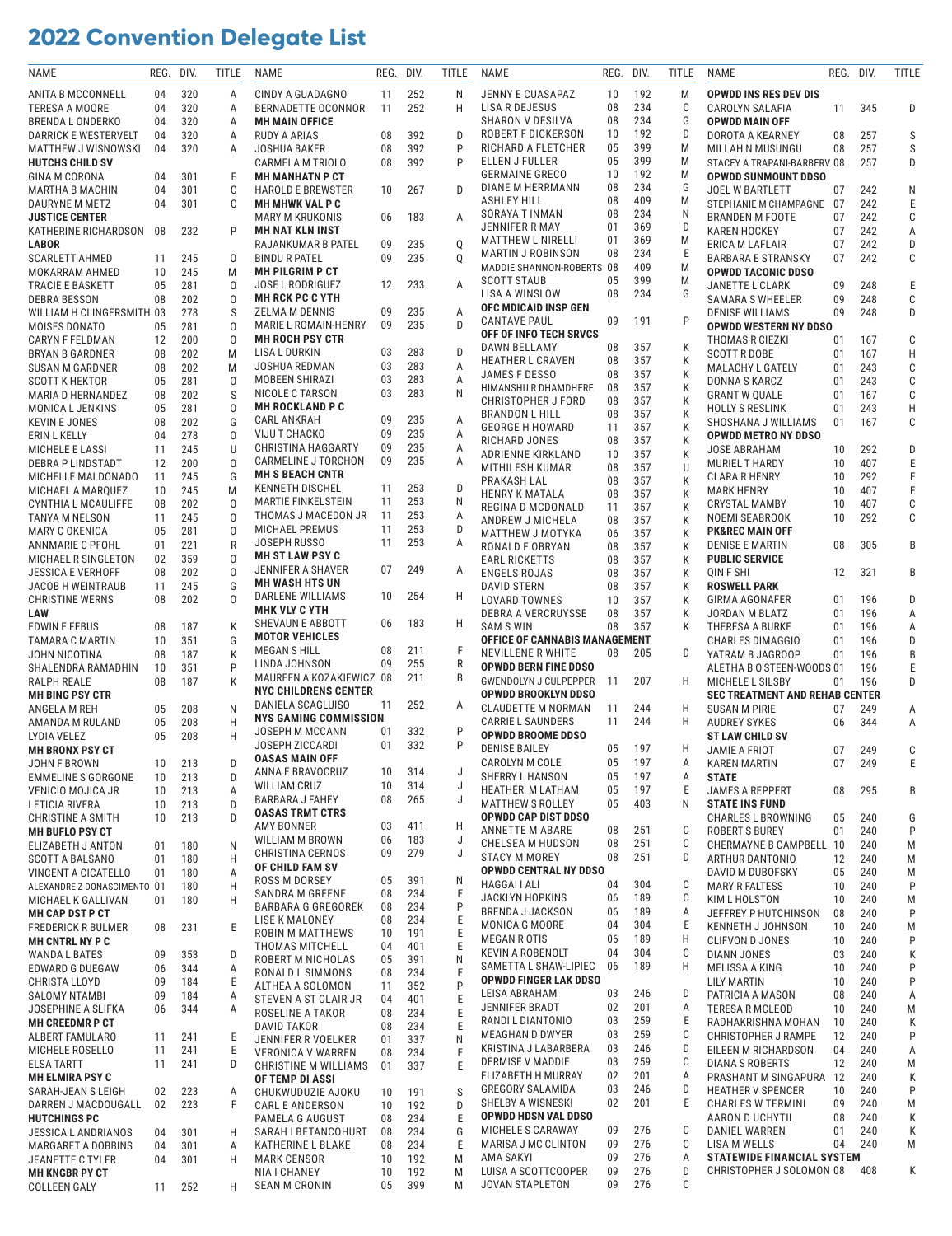# 2022 Convention Delegate List

| NAME | REG. | DIV. | TITLE |
|---|---|---|---|
| ANITA B MCCONNELL | 04 | 320 | A |
| TERESA A MOORE | 04 | 320 | A |
| BRENDA L ONDERKO | 04 | 320 | A |
| DARRICK E WESTERVELT | 04 | 320 | A |
| MATTHEW J WISNOWSKI | 04 | 320 | A |
| **HUTCHS CHILD SV** | | | |
| GINA M CORONA | 04 | 301 | E |
| MARTHA B MACHIN | 04 | 301 | C |
| DAURYNE M METZ | 04 | 301 | C |
| **JUSTICE CENTER** | | | |
| KATHERINE RICHARDSON | 08 | 232 | P |
| **LABOR** | | | |
| SCARLETT AHMED | 11 | 245 | O |
| MOKARRAM AHMED | 10 | 245 | M |
| TRACIE E BASKETT | 05 | 281 | O |
| DEBRA BESSON | 08 | 202 | O |
| WILLIAM H CLINGERSMITH | 03 | 278 | S |
| MOISES DONATO | 05 | 281 | O |
| CARYN F FELDMAN | 12 | 200 | O |
| BRYAN B GARDNER | 08 | 202 | M |
| SUSAN M GARDNER | 08 | 202 | M |
| SCOTT K HEKTOR | 05 | 281 | O |
| MARIA D HERNANDEZ | 08 | 202 | S |
| MONICA L JENKINS | 05 | 281 | O |
| KEVIN E JONES | 08 | 202 | G |
| ERIN L KELLY | 04 | 278 | O |
| MICHELE E LASSI | 11 | 245 | U |
| DEBRA P LINDSTADT | 12 | 200 | O |
| MICHELLE MALDONADO | 11 | 245 | G |
| MICHAEL A MARQUEZ | 10 | 245 | M |
| CYNTHIA L MCAULIFFE | 08 | 202 | O |
| TANYA M NELSON | 11 | 245 | O |
| MARY C OKENICA | 05 | 281 | O |
| ANNMARIE C PFOHL | 01 | 221 | R |
| MICHAEL R SINGLETON | 02 | 359 | O |
| JESSICA E VERHOFF | 08 | 202 | O |
| JACOB H WEINTRAUB | 11 | 245 | G |
| CHRISTINE WERNS | 08 | 202 | O |
| **LAW** | | | |
| EDWIN E FEBUS | 08 | 187 | K |
| TAMARA C MARTIN | 10 | 351 | G |
| JOHN NICOTINA | 08 | 187 | K |
| SHALENDRA RAMADHIN | 10 | 351 | P |
| RALPH REALE | 08 | 187 | K |
| **MH BING PSY CTR** | | | |
| ANGELA M REH | 05 | 208 | N |
| AMANDA M RULAND | 05 | 208 | H |
| LYDIA VELEZ | 05 | 208 | H |
| **MH BRONX PSY CT** | | | |
| JOHN F BROWN | 10 | 213 | D |
| EMMELINE S GORGONE | 10 | 213 | D |
| VENICIO MOJICA JR | 10 | 213 | A |
| LETICIA RIVERA | 10 | 213 | D |
| CHRISTINE A SMITH | 10 | 213 | D |
| **MH BUFLO PSY CT** | | | |
| ELIZABETH J ANTON | 01 | 180 | N |
| SCOTT A BALSANO | 01 | 180 | H |
| VINCENT A CICATELLO | 01 | 180 | A |
| ALEXANDRE Z DONASCIMENTO | 01 | 180 | H |
| MICHAEL K GALLIVAN | 01 | 180 | H |
| **MH CAP DST P CT** | | | |
| FREDERICK R BULMER | 08 | 231 | E |
| **MH CNTRL NY P C** | | | |
| WANDA L BATES | 09 | 353 | D |
| EDWARD G DUEGAW | 06 | 344 | A |
| CHRISTA LLOYD | 09 | 184 | E |
| SALOMY NTAMBI | 09 | 184 | A |
| JOSEPHINE A SLIFKA | 06 | 344 | A |
| **MH CREEDMR P CT** | | | |
| ALBERT FAMULARO | 11 | 241 | E |
| MICHELE ROSELLO | 11 | 241 | E |
| ELSA TARTT | 11 | 241 | D |
| **MH ELMIRA PSY C** | | | |
| SARAH-JEAN S LEIGH | 02 | 223 | A |
| DARREN J MACDOUGALL | 02 | 223 | F |
| **HUTCHINGS PC** | | | |
| JESSICA L ANDRIANOS | 04 | 301 | H |
| MARGARET A DOBBINS | 04 | 301 | A |
| JEANETTE C TYLER | 04 | 301 | H |
| **MH KNGBR PY CT** | | | |
| COLLEEN GALY | 11 | 252 | H |
| CINDY A GUADAGNO | 11 | 252 | N |
| BERNADETTE OCONNOR | 11 | 252 | H |
| **MH MAIN OFFICE** | | | |
| RUDY A ARIAS | 08 | 392 | D |
| JOSHUA BAKER | 08 | 392 | P |
| CARMELA M TRIOLO | 08 | 392 | P |
| **MH MANHATN P CT** | | | |
| HAROLD E BREWSTER | 10 | 267 | D |
| **MH MHWK VAL P C** | | | |
| MARY M KRUKONIS | 06 | 183 | A |
| **MH NAT KLN INST** | | | |
| RAJANKUMAR B PATEL | 09 | 235 | Q |
| BINDU R PATEL | 09 | 235 | Q |
| **MH PILGRIM P CT** | | | |
| JOSE L RODRIGUEZ | 12 | 233 | A |
| **MH RCK PC C YTH** | | | |
| ZELMA M DENNIS | 09 | 235 | A |
| MARIE L ROMAIN-HENRY | 09 | 235 | D |
| **MH ROCH PSY CTR** | | | |
| LISA L DURKIN | 03 | 283 | D |
| JOSHUA REDMAN | 03 | 283 | A |
| MOBEEN SHIRAZI | 03 | 283 | A |
| NICOLE C TARSON | 03 | 283 | N |
| **MH ROCKLAND P C** | | | |
| CARL ANKRAH | 09 | 235 | A |
| VIJU T CHACKO | 09 | 235 | A |
| CHRISTINA HAGGARTY | 09 | 235 | A |
| CARMELINE J TORCHON | 09 | 235 | A |
| **MH S BEACH CNTR** | | | |
| KENNETH DISCHEL | 11 | 253 | D |
| MARTIE FINKELSTEIN | 11 | 253 | N |
| THOMAS J MACEDON JR | 11 | 253 | A |
| MICHAEL PREMUS | 11 | 253 | D |
| JOSEPH RUSSO | 11 | 253 | A |
| **MH ST LAW PSY C** | | | |
| JENNIFER A SHAVER | 07 | 249 | A |
| **MH WASH HTS UN** | | | |
| DARLENE WILLIAMS | 10 | 254 | H |
| **MHK VLY C YTH** | | | |
| SHEVAUN E ABBOTT | 06 | 183 | H |
| **MOTOR VEHICLES** | | | |
| MEGAN S HILL | 08 | 211 | F |
| LINDA JOHNSON | 09 | 255 | R |
| MAUREEN A KOZAKIEWICZ | 08 | 211 | B |
| **NYC CHILDRENS CENTER** | | | |
| DANIELA SCAGLIUSO | 11 | 252 | A |
| **NYS GAMING COMMISSION** | | | |
| JOSEPH M MCCANN | 01 | 332 | P |
| JOSEPH ZICCARDI | 01 | 332 | P |
| **OASAS MAIN OFF** | | | |
| ANNA E BRAVOCRUZ | 10 | 314 | J |
| WILLIAM CRUZ | 10 | 314 | J |
| BARBARA J FAHEY | 08 | 265 | J |
| **OASAS TRMT CTRS** | | | |
| AMY BONNER | 03 | 411 | H |
| WILLIAM M BROWN | 06 | 183 | J |
| CHRISTINA CERNOS | 09 | 279 | J |
| **OF CHILD FAM SV** | | | |
| ROSS M DORSEY | 05 | 391 | N |
| SANDRA M GREENE | 08 | 234 | E |
| BARBARA G GREGOREK | 08 | 234 | P |
| LISE K MALONEY | 08 | 234 | E |
| ROBIN M MATTHEWS | 10 | 191 | E |
| THOMAS MITCHELL | 04 | 401 | E |
| ROBERT M NICHOLAS | 05 | 391 | N |
| RONALD L SIMMONS | 08 | 234 | E |
| ALTHEA A SOLOMON | 11 | 352 | P |
| STEVEN A ST CLAIR JR | 04 | 401 | E |
| ROSELINE A TAKOR | 08 | 234 | E |
| DAVID TAKOR | 08 | 234 | E |
| JENNIFER R VOELKER | 01 | 337 | N |
| VERONICA V WARREN | 08 | 234 | E |
| CHRISTINE M WILLIAMS | 01 | 337 | E |
| **OF TEMP DI ASSI** | | | |
| CHUKWUDUZIE AJOKU | 10 | 191 | S |
| CARL E ANDERSON | 10 | 192 | D |
| PAMELA G AUGUST | 08 | 234 | E |
| SARAH I BETANCOHURT | 08 | 234 | G |
| KATHERINE L BLAKE | 08 | 234 | E |
| MARK CENSOR | 10 | 192 | M |
| NIA I CHANEY | 10 | 192 | M |
| SEAN M CRONIN | 05 | 399 | M |
| JENNY E CUASAPAZ | 10 | 192 | M |
| LISA R DEJESUS | 08 | 234 | C |
| SHARON V DESILVA | 08 | 234 | G |
| ROBERT F DICKERSON | 10 | 192 | D |
| RICHARD A FLETCHER | 05 | 399 | M |
| ELLEN J FULLER | 05 | 399 | M |
| GERMAINE GRECO | 10 | 192 | M |
| DIANE M HERRMANN | 08 | 234 | G |
| ASHLEY HILL | 08 | 409 | M |
| SORAYA T INMAN | 08 | 234 | N |
| JENNIFER R MAY | 01 | 369 | D |
| MATTHEW L NIRELLI | 01 | 369 | M |
| MARTIN J ROBINSON | 08 | 234 | E |
| MADDIE SHANNON-ROBERTS | 08 | 409 | M |
| SCOTT STAUB | 05 | 399 | M |
| LISA A WINSLOW | 08 | 234 | G |
| **OFC MDICAID INSP GEN** | | | |
| CANTAVE PAUL | 09 | 191 | P |
| **OFF OF INFO TECH SRVCS** | | | |
| DAWN BELLAMY | 08 | 357 | K |
| HEATHER L CRAVEN | 08 | 357 | K |
| JAMES F DESSO | 08 | 357 | K |
| HIMANSHU R DHAMDHERE | 08 | 357 | K |
| CHRISTOPHER J FORD | 08 | 357 | K |
| BRANDON L HILL | 08 | 357 | K |
| GEORGE H HOWARD | 11 | 357 | K |
| RICHARD JONES | 08 | 357 | K |
| ADRIENNE KIRKLAND | 10 | 357 | K |
| MITHILESH KUMAR | 08 | 357 | U |
| PRAKASH LAL | 08 | 357 | K |
| HENRY K MATALA | 08 | 357 | K |
| REGINA D MCDONALD | 11 | 357 | K |
| ANDREW J MICHELA | 08 | 357 | K |
| MATTHEW J MOTYKA | 06 | 357 | K |
| RONALD F OBRYAN | 08 | 357 | K |
| EARL RICKETTS | 08 | 357 | K |
| ENGELS ROJAS | 08 | 357 | K |
| DAVID STERN | 08 | 357 | K |
| LOVARD TOWNES | 10 | 357 | K |
| DEBRA A VERCRUYSSE | 08 | 357 | K |
| SAM S WIN | 08 | 357 | K |
| **OFFICE OF CANNABIS MANAGEMENT** | | | |
| NEVILLENE R WHITE | 08 | 205 | D |
| **OPWDD BERN FINE DDSO** | | | |
| GWENDOLYN J CULPEPPER | 11 | 207 | H |
| **OPWDD BROOKLYN DDSO** | | | |
| CLAUDETTE M NORMAN | 11 | 244 | H |
| CARRIE L SAUNDERS | 11 | 244 | H |
| **OPWDD BROOME DDSO** | | | |
| DENISE BAILEY | 05 | 197 | H |
| CAROLYN M COLE | 05 | 197 | A |
| SHERRY L HANSON | 05 | 197 | A |
| HEATHER M LATHAM | 05 | 197 | E |
| MATTHEW S ROLLEY | 05 | 403 | N |
| **OPWDD CAP DIST DDSO** | | | |
| ANNETTE M ABARE | 08 | 251 | C |
| CHELSEA M HUDSON | 08 | 251 | C |
| STACY M MOREY | 08 | 251 | D |
| **OPWDD CENTRAL NY DDSO** | | | |
| HAGGAI I ALI | 04 | 304 | C |
| JACKLYN HOPKINS | 06 | 189 | C |
| BRENDA J JACKSON | 06 | 189 | A |
| MONICA G MOORE | 04 | 304 | E |
| MEGAN R OTIS | 06 | 189 | H |
| KEVIN A ROBENOLT | 04 | 304 | C |
| SAMETTA L SHAW-LIPIEC | 06 | 189 | H |
| **OPWDD FINGER LAK DDSO** | | | |
| LEISA ABRAHAM | 03 | 246 | D |
| JENNIFER BRADT | 02 | 201 | A |
| RANDI L DIANTONIO | 03 | 259 | E |
| MEAGHAN D DWYER | 03 | 259 | C |
| KRISTINA J LABARBERA | 03 | 246 | D |
| DERMISE V MADDIE | 03 | 259 | C |
| ELIZABETH H MURRAY | 02 | 201 | A |
| GREGORY SALAMIDA | 03 | 246 | D |
| SHELBY A WISNESKI | 02 | 201 | E |
| **OPWDD HDSN VAL DDSO** | | | |
| MICHELE S CARAWAY | 09 | 276 | C |
| MARISA J MC CLINTON | 09 | 276 | C |
| AMA SAKYI | 09 | 276 | A |
| LUISA A SCOTTCOOPER | 09 | 276 | D |
| JOVAN STAPLETON | 09 | 276 | C |
| **OPWDD INS RES DEV DIS** | | | |
| CAROLYN SALAFIA | 11 | 345 | D |
| **OPWDD MAIN OFF** | | | |
| DOROTA A KEARNEY | 08 | 257 | S |
| MILLAH N MUSUNGU | 08 | 257 | S |
| STACEY A TRAPANI-BARBERV | 08 | 257 | D |
| **OPWDD SUNMOUNT DDSO** | | | |
| JOEL W BARTLETT | 07 | 242 | N |
| STEPHANIE M CHAMPAGNE | 07 | 242 | E |
| BRANDEN M FOOTE | 07 | 242 | C |
| KAREN HOCKEY | 07 | 242 | A |
| ERICA M LAFLAIR | 07 | 242 | D |
| BARBARA E STRANSKY | 07 | 242 | C |
| **OPWDD TACONIC DDSO** | | | |
| JANETTE L CLARK | 09 | 248 | E |
| SAMARA S WHEELER | 09 | 248 | C |
| DENISE WILLIAMS | 09 | 248 | D |
| **OPWDD WESTERN NY DDSO** | | | |
| THOMAS R CIEZKI | 01 | 167 | C |
| SCOTT R DOBE | 01 | 167 | H |
| MALACHY L GATELY | 01 | 243 | C |
| DONNA S KARCZ | 01 | 243 | C |
| GRANT W QUALE | 01 | 167 | C |
| HOLLY S RESLINK | 01 | 243 | H |
| SHOSHANA J WILLIAMS | 01 | 167 | C |
| **OPWDD METRO NY DDSO** | | | |
| JOSE ABRAHAM | 10 | 292 | D |
| MURIEL T HARDY | 10 | 407 | E |
| CLARA R HENRY | 10 | 292 | E |
| MARK HENRY | 10 | 407 | E |
| CRYSTAL MAMBY | 10 | 407 | C |
| NOEMI SEABROOK | 10 | 292 | C |
| **PK&REC MAIN OFF** | | | |
| DENISE E MARTIN | 08 | 305 | B |
| **PUBLIC SERVICE** | | | |
| QIN F SHI | 12 | 321 | B |
| **ROSWELL PARK** | | | |
| GIRMA AGONAFER | 01 | 196 | D |
| JORDAN M BLATZ | 01 | 196 | A |
| THERESA A BURKE | 01 | 196 | A |
| CHARLES DIMAGGIO | 01 | 196 | D |
| YATRAM B JAGROOP | 01 | 196 | B |
| ALETHA B O'STEEN-WOODS | 01 | 196 | E |
| MICHELE L SILSBY | 01 | 196 | D |
| **SEC TREATMENT AND REHAB CENTER** | | | |
| SUSAN M PIRIE | 07 | 249 | A |
| AUDREY SYKES | 06 | 344 | A |
| **ST LAW CHILD SV** | | | |
| JAMIE A FRIOT | 07 | 249 | C |
| KAREN MARTIN | 07 | 249 | E |
| **STATE** | | | |
| JAMES A REPPERT | 08 | 295 | B |
| **STATE INS FUND** | | | |
| CHARLES L BROWNING | 05 | 240 | G |
| ROBERT S BUREY | 01 | 240 | P |
| CHERMAYNE B CAMPBELL | 10 | 240 | M |
| ARTHUR DANTONIO | 12 | 240 | M |
| DAVID M DUBOFSKY | 05 | 240 | M |
| MARY R FALTESS | 10 | 240 | P |
| KIM L HOLSTON | 10 | 240 | M |
| JEFFREY P HUTCHINSON | 08 | 240 | P |
| KENNETH J JOHNSON | 10 | 240 | M |
| CLIFVON D JONES | 10 | 240 | P |
| DIANN JONES | 03 | 240 | K |
| MELISSA A KING | 10 | 240 | P |
| LILY MARTIN | 10 | 240 | P |
| PATRICIA A MASON | 08 | 240 | A |
| TERESA R MCLEOD | 10 | 240 | M |
| RADHAKRISHNA MOHAN | 10 | 240 | K |
| CHRISTOPHER J RAMPE | 12 | 240 | P |
| EILEEN M RICHARDSON | 04 | 240 | A |
| DIANA S ROBERTS | 12 | 240 | M |
| PRASHANT M SINGAPURA | 12 | 240 | K |
| HEATHER V SPENCER | 10 | 240 | P |
| CHARLES W TERMINI | 09 | 240 | M |
| AARON D UCHYTIL | 08 | 240 | K |
| DANIEL WARREN | 01 | 240 | K |
| LISA M WELLS | 04 | 240 | M |
| **STATEWIDE FINANCIAL SYSTEM** | | | |
| CHRISTOPHER J SOLOMON | 08 | 408 | K |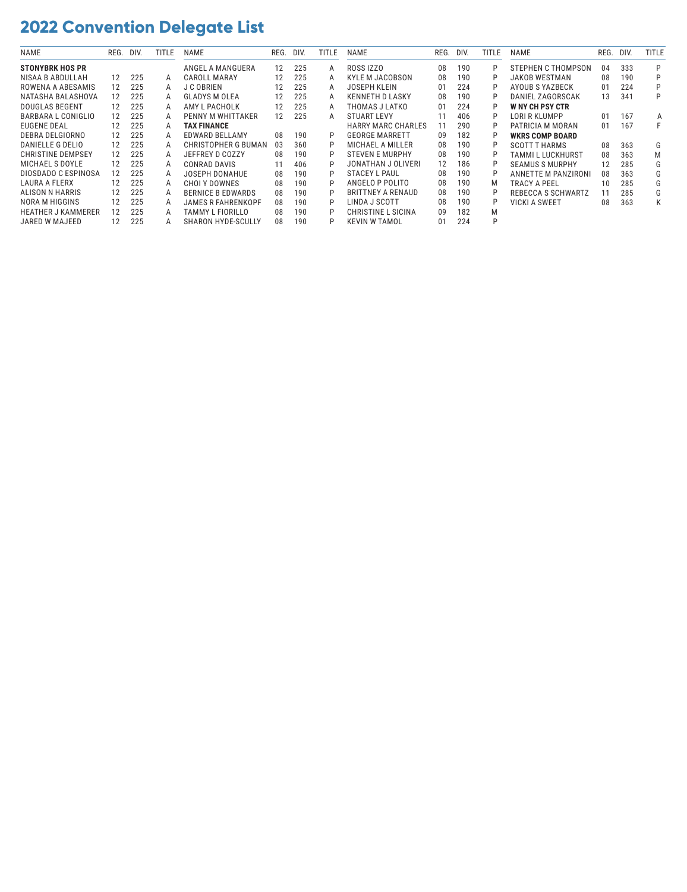# 2022 Convention Delegate List

| NAME | REG. | DIV. | TITLE |
|---|---|---|---|
| **STONYBRK HOS PR** | | | |
| NISAA B ABDULLAH | 12 | 225 | A |
| ROWENA A ABESAMIS | 12 | 225 | A |
| NATASHA BALASHOVA | 12 | 225 | A |
| DOUGLAS BEGENT | 12 | 225 | A |
| BARBARA L CONIGLIO | 12 | 225 | A |
| EUGENE DEAL | 12 | 225 | A |
| DEBRA DELGIORNO | 12 | 225 | A |
| DANIELLE G DELIO | 12 | 225 | A |
| CHRISTINE DEMPSEY | 12 | 225 | A |
| MICHAEL S DOYLE | 12 | 225 | A |
| DIOSDADO C ESPINOSA | 12 | 225 | A |
| LAURA A FLERX | 12 | 225 | A |
| ALISON N HARRIS | 12 | 225 | A |
| NORA M HIGGINS | 12 | 225 | A |
| HEATHER J KAMMERER | 12 | 225 | A |
| JARED W MAJEED | 12 | 225 | A |
| ANGEL A MANGUERA | 12 | 225 | A |
| CAROLL MARAY | 12 | 225 | A |
| J C OBRIEN | 12 | 225 | A |
| GLADYS M OLEA | 12 | 225 | A |
| AMY L PACHOLK | 12 | 225 | A |
| PENNY M WHITTAKER | 12 | 225 | A |
| **TAX FINANCE** | | | |
| EDWARD BELLAMY | 08 | 190 | P |
| CHRISTOPHER G BUMAN | 03 | 360 | P |
| JEFFREY D COZZY | 08 | 190 | P |
| CONRAD DAVIS | 11 | 406 | P |
| JOSEPH DONAHUE | 08 | 190 | P |
| CHOI Y DOWNES | 08 | 190 | P |
| BERNICE B EDWARDS | 08 | 190 | P |
| JAMES R FAHRENKOPF | 08 | 190 | P |
| TAMMY L FIORILLO | 08 | 190 | P |
| SHARON HYDE-SCULLY | 08 | 190 | P |
| ROSS IZZO | 08 | 190 | P |
| KYLE M JACOBSON | 08 | 190 | P |
| JOSEPH KLEIN | 01 | 224 | P |
| KENNETH D LASKY | 08 | 190 | P |
| THOMAS J LATKO | 01 | 224 | P |
| STUART LEVY | 11 | 406 | P |
| HARRY MARC CHARLES | 11 | 290 | P |
| GEORGE MARRETT | 09 | 182 | P |
| MICHAEL A MILLER | 08 | 190 | P |
| STEVEN E MURPHY | 08 | 190 | P |
| JONATHAN J OLIVERI | 12 | 186 | P |
| STACEY L PAUL | 08 | 190 | P |
| ANGELO P POLITO | 08 | 190 | M |
| BRITTNEY A RENAUD | 08 | 190 | P |
| LINDA J SCOTT | 08 | 190 | P |
| CHRISTINE L SICINA | 09 | 182 | M |
| KEVIN W TAMOL | 01 | 224 | P |
| STEPHEN C THOMPSON | 04 | 333 | P |
| JAKOB WESTMAN | 08 | 190 | P |
| AYOUB S YAZBECK | 01 | 224 | P |
| DANIEL ZAGORSCAK | 13 | 341 | P |
| **W NY CH PSY CTR** | | | |
| LORI R KLUMPP | 01 | 167 | A |
| PATRICIA M MORAN | 01 | 167 | F |
| **WKRS COMP BOARD** | | | |
| SCOTT T HARMS | 08 | 363 | G |
| TAMMI L LUCKHURST | 08 | 363 | M |
| SEAMUS S MURPHY | 12 | 285 | G |
| ANNETTE M PANZIRONI | 08 | 363 | G |
| TRACY A PEEL | 10 | 285 | G |
| REBECCA S SCHWARTZ | 11 | 285 | G |
| VICKI A SWEET | 08 | 363 | K |